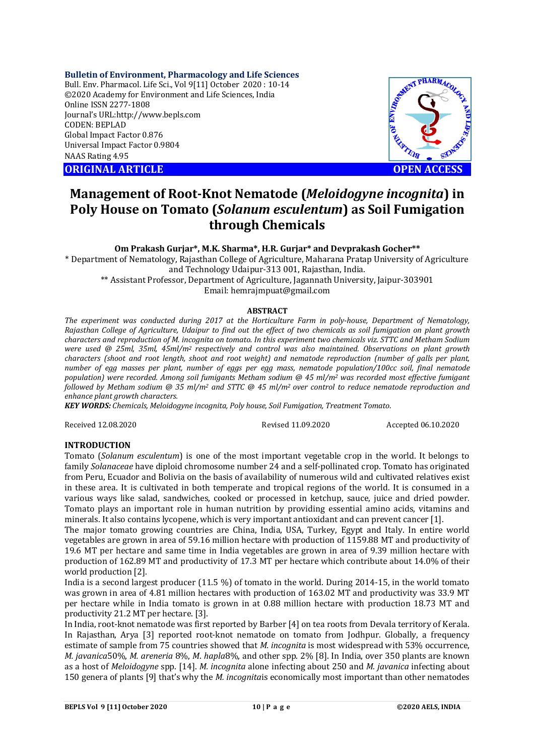Bulletin of Environment, Pharmacology and Life Sciences
Bull. Env. Pharmacol. Life Sci., Vol 9[11] October 2020 : 10-14
©2020 Academy for Environment and Life Sciences, India
Online ISSN 2277-1808
Journal's URL:http://www.bepls.com
CODEN: BEPLAD
Global Impact Factor 0.876
Universal Impact Factor 0.9804
NAAS Rating 4.95

**ORIGINAL ARTICLE** **OPEN ACCESS**

# Management of Root-Knot Nematode (*Meloidogyne incognita*) in Poly House on Tomato (*Solanum esculentum*) as Soil Fumigation through Chemicals

**Om Prakash Gurjar\*, M.K. Sharma\*, H.R. Gurjar\* and Devprakash Gocher\*\***

\* Department of Nematology, Rajasthan College of Agriculture, Maharana Pratap University of Agriculture and Technology Udaipur-313 001, Rajasthan, India.
\*\* Assistant Professor, Department of Agriculture, Jagannath University, Jaipur-303901
Email: hemrajmpuat@gmail.com

## ABSTRACT

*The experiment was conducted during 2017 at the Horticulture Farm in poly-house, Department of Nematology, Rajasthan College of Agriculture, Udaipur to find out the effect of two chemicals as soil fumigation on plant growth characters and reproduction of M. incognita on tomato. In this experiment two chemicals viz. STTC and Metham Sodium were used @ 25ml, 35ml, 45ml/m$^2$ respectively and control was also maintained. Observations on plant growth characters (shoot and root length, shoot and root weight) and nematode reproduction (number of galls per plant, number of egg masses per plant, number of eggs per egg mass, nematode population/100cc soil, final nematode population) were recorded. Among soil fumigants Metham sodium @ 45 ml/m$^2$ was recorded most effective fumigant followed by Metham sodium @ 35 ml/m$^2$ and STTC @ 45 ml/m$^2$ over control to reduce nematode reproduction and enhance plant growth characters.*

***KEY WORDS:*** *Chemicals, Meloidogyne incognita, Poly house, Soil Fumigation, Treatment Tomato.*

Received 12.08.2020 Revised 11.09.2020 Accepted 06.10.2020

## INTRODUCTION

Tomato (*Solanum esculentum*) is one of the most important vegetable crop in the world. It belongs to family *Solanaceae* have diploid chromosome number 24 and a self-pollinated crop. Tomato has originated from Peru, Ecuador and Bolivia on the basis of availability of numerous wild and cultivated relatives exist in these area. It is cultivated in both temperate and tropical regions of the world. It is consumed in a various ways like salad, sandwiches, cooked or processed in ketchup, sauce, juice and dried powder. Tomato plays an important role in human nutrition by providing essential amino acids, vitamins and minerals. It also contains lycopene, which is very important antioxidant and can prevent cancer [1].

The major tomato growing countries are China, India, USA, Turkey, Egypt and Italy. In entire world vegetables are grown in area of 59.16 million hectare with production of 1159.88 MT and productivity of 19.6 MT per hectare and same time in India vegetables are grown in area of 9.39 million hectare with production of 162.89 MT and productivity of 17.3 MT per hectare which contribute about 14.0% of their world production [2].

India is a second largest producer (11.5 %) of tomato in the world. During 2014-15, in the world tomato was grown in area of 4.81 million hectares with production of 163.02 MT and productivity was 33.9 MT per hectare while in India tomato is grown in at 0.88 million hectare with production 18.73 MT and productivity 21.2 MT per hectare. [3].

In India, root-knot nematode was first reported by Barber [4] on tea roots from Devala territory of Kerala. In Rajasthan, Arya [3] reported root-knot nematode on tomato from Jodhpur. Globally, a frequency estimate of sample from 75 countries showed that *M. incognita* is most widespread with 53% occurrence, *M. javanica*50%, *M. areneria* 8%, *M. hapla*8%, and other spp. 2% [8]. In India, over 350 plants are known as a host of *Meloidogyne* spp. [14]. *M. incognita* alone infecting about 250 and *M. javanica* infecting about 150 genera of plants [9] that's why the *M. incognita*is economically most important than other nematodes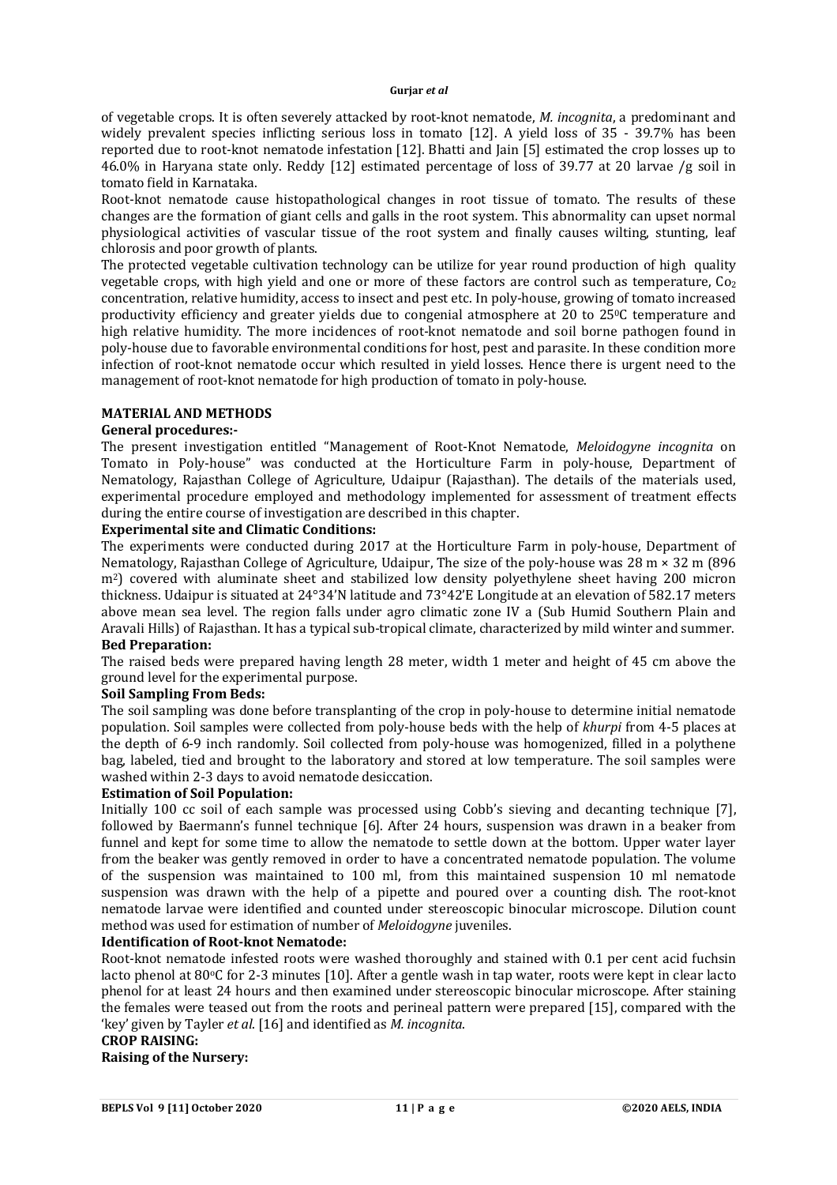of vegetable crops. It is often severely attacked by root-knot nematode, *M. incognita*, a predominant and widely prevalent species inflicting serious loss in tomato [12]. A yield loss of 35 - 39.7% has been reported due to root-knot nematode infestation [12]. Bhatti and Jain [5] estimated the crop losses up to 46.0% in Haryana state only. Reddy [12] estimated percentage of loss of 39.77 at 20 larvae /g soil in tomato field in Karnataka.

Root-knot nematode cause histopathological changes in root tissue of tomato. The results of these changes are the formation of giant cells and galls in the root system. This abnormality can upset normal physiological activities of vascular tissue of the root system and finally causes wilting, stunting, leaf chlorosis and poor growth of plants.

The protected vegetable cultivation technology can be utilize for year round production of high quality vegetable crops, with high yield and one or more of these factors are control such as temperature, $Co_2$ concentration, relative humidity, access to insect and pest etc. In poly-house, growing of tomato increased productivity efficiency and greater yields due to congenial atmosphere at 20 to 25$^0$C temperature and high relative humidity. The more incidences of root-knot nematode and soil borne pathogen found in poly-house due to favorable environmental conditions for host, pest and parasite. In these condition more infection of root-knot nematode occur which resulted in yield losses. Hence there is urgent need to the management of root-knot nematode for high production of tomato in poly-house.

## MATERIAL AND METHODS

### General procedures:-

The present investigation entitled "Management of Root-Knot Nematode, *Meloidogyne incognita* on Tomato in Poly-house" was conducted at the Horticulture Farm in poly-house, Department of Nematology, Rajasthan College of Agriculture, Udaipur (Rajasthan). The details of the materials used, experimental procedure employed and methodology implemented for assessment of treatment effects during the entire course of investigation are described in this chapter.

### Experimental site and Climatic Conditions:

The experiments were conducted during 2017 at the Horticulture Farm in poly-house, Department of Nematology, Rajasthan College of Agriculture, Udaipur, The size of the poly-house was 28 m × 32 m (896 $m^2$) covered with aluminate sheet and stabilized low density polyethylene sheet having 200 micron thickness. Udaipur is situated at 24°34'N latitude and 73°42'E Longitude at an elevation of 582.17 meters above mean sea level. The region falls under agro climatic zone IV a (Sub Humid Southern Plain and Aravali Hills) of Rajasthan. It has a typical sub-tropical climate, characterized by mild winter and summer.

### Bed Preparation:

The raised beds were prepared having length 28 meter, width 1 meter and height of 45 cm above the ground level for the experimental purpose.

### Soil Sampling From Beds:

The soil sampling was done before transplanting of the crop in poly-house to determine initial nematode population. Soil samples were collected from poly-house beds with the help of *khurpi* from 4-5 places at the depth of 6-9 inch randomly. Soil collected from poly-house was homogenized, filled in a polythene bag, labeled, tied and brought to the laboratory and stored at low temperature. The soil samples were washed within 2-3 days to avoid nematode desiccation.

### Estimation of Soil Population:

Initially 100 cc soil of each sample was processed using Cobb's sieving and decanting technique [7], followed by Baermann's funnel technique [6]. After 24 hours, suspension was drawn in a beaker from funnel and kept for some time to allow the nematode to settle down at the bottom. Upper water layer from the beaker was gently removed in order to have a concentrated nematode population. The volume of the suspension was maintained to 100 ml, from this maintained suspension 10 ml nematode suspension was drawn with the help of a pipette and poured over a counting dish. The root-knot nematode larvae were identified and counted under stereoscopic binocular microscope. Dilution count method was used for estimation of number of *Meloidogyne* juveniles.

### Identification of Root-knot Nematode:

Root-knot nematode infested roots were washed thoroughly and stained with 0.1 per cent acid fuchsin lacto phenol at 80$^0$C for 2-3 minutes [10]. After a gentle wash in tap water, roots were kept in clear lacto phenol for at least 24 hours and then examined under stereoscopic binocular microscope. After staining the females were teased out from the roots and perineal pattern were prepared [15], compared with the 'key' given by Tayler *et al*. [16] and identified as *M. incognita*.

### CROP RAISING:

### Raising of the Nursery: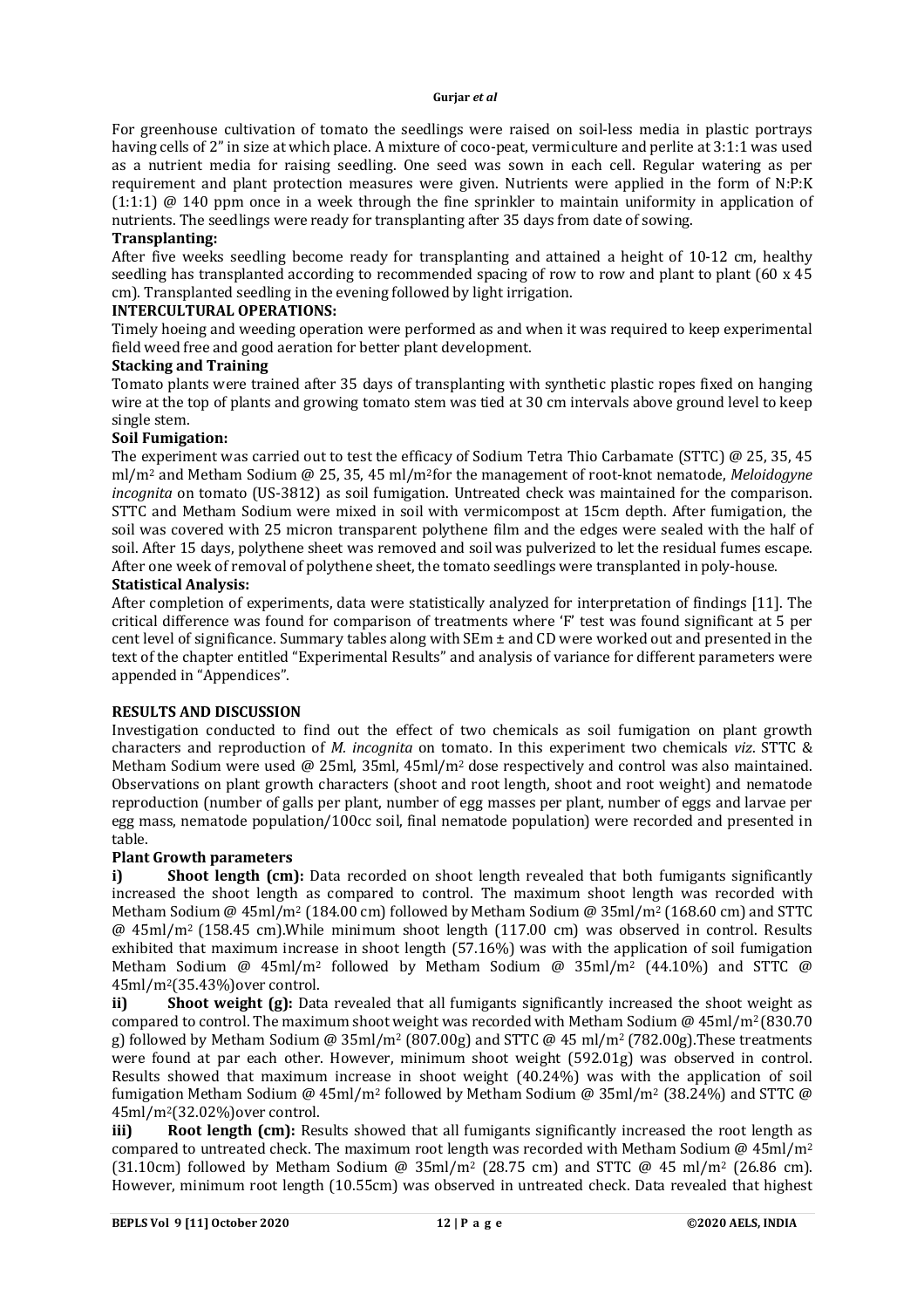For greenhouse cultivation of tomato the seedlings were raised on soil-less media in plastic portrays having cells of 2" in size at which place. A mixture of coco-peat, vermiculture and perlite at 3:1:1 was used as a nutrient media for raising seedling. One seed was sown in each cell. Regular watering as per requirement and plant protection measures were given. Nutrients were applied in the form of N:P:K (1:1:1) @ 140 ppm once in a week through the fine sprinkler to maintain uniformity in application of nutrients. The seedlings were ready for transplanting after 35 days from date of sowing.

**Transplanting:**

After five weeks seedling become ready for transplanting and attained a height of 10-12 cm, healthy seedling has transplanted according to recommended spacing of row to row and plant to plant (60 x 45 cm). Transplanted seedling in the evening followed by light irrigation.

**INTERCULTURAL OPERATIONS:**

Timely hoeing and weeding operation were performed as and when it was required to keep experimental field weed free and good aeration for better plant development.

**Stacking and Training**

Tomato plants were trained after 35 days of transplanting with synthetic plastic ropes fixed on hanging wire at the top of plants and growing tomato stem was tied at 30 cm intervals above ground level to keep single stem.

**Soil Fumigation:**

The experiment was carried out to test the efficacy of Sodium Tetra Thio Carbamate (STTC) @ 25, 35, 45 ml/m$^2$ and Metham Sodium @ 25, 35, 45 ml/m$^2$for the management of root-knot nematode, *Meloidogyne incognita* on tomato (US-3812) as soil fumigation. Untreated check was maintained for the comparison. STTC and Metham Sodium were mixed in soil with vermicompost at 15cm depth. After fumigation, the soil was covered with 25 micron transparent polythene film and the edges were sealed with the half of soil. After 15 days, polythene sheet was removed and soil was pulverized to let the residual fumes escape. After one week of removal of polythene sheet, the tomato seedlings were transplanted in poly-house.

**Statistical Analysis:**

After completion of experiments, data were statistically analyzed for interpretation of findings [11]. The critical difference was found for comparison of treatments where 'F' test was found significant at 5 per cent level of significance. Summary tables along with SEm ± and CD were worked out and presented in the text of the chapter entitled "Experimental Results" and analysis of variance for different parameters were appended in "Appendices".

## RESULTS AND DISCUSSION

Investigation conducted to find out the effect of two chemicals as soil fumigation on plant growth characters and reproduction of *M. incognita* on tomato. In this experiment two chemicals *viz*. STTC & Metham Sodium were used @ 25ml, 35ml, 45ml/m$^2$ dose respectively and control was also maintained. Observations on plant growth characters (shoot and root length, shoot and root weight) and nematode reproduction (number of galls per plant, number of egg masses per plant, number of eggs and larvae per egg mass, nematode population/100cc soil, final nematode population) were recorded and presented in table.

**Plant Growth parameters**

**i) Shoot length (cm):** Data recorded on shoot length revealed that both fumigants significantly increased the shoot length as compared to control. The maximum shoot length was recorded with Metham Sodium @ 45ml/m$^2$ (184.00 cm) followed by Metham Sodium @ 35ml/m$^2$ (168.60 cm) and STTC @ 45ml/m$^2$ (158.45 cm).While minimum shoot length (117.00 cm) was observed in control. Results exhibited that maximum increase in shoot length (57.16%) was with the application of soil fumigation Metham Sodium @ 45ml/m$^2$ followed by Metham Sodium @ 35ml/m$^2$ (44.10%) and STTC @ 45ml/m$^2$(35.43%)over control.

**ii) Shoot weight (g):** Data revealed that all fumigants significantly increased the shoot weight as compared to control. The maximum shoot weight was recorded with Metham Sodium @ 45ml/m$^2$(830.70 g) followed by Metham Sodium @ 35ml/m$^2$ (807.00g) and STTC @ 45 ml/m$^2$ (782.00g).These treatments were found at par each other. However, minimum shoot weight (592.01g) was observed in control. Results showed that maximum increase in shoot weight (40.24%) was with the application of soil fumigation Metham Sodium @ 45ml/m$^2$ followed by Metham Sodium @ 35ml/m$^2$ (38.24%) and STTC @ 45ml/m$^2$(32.02%)over control.

**iii) Root length (cm):** Results showed that all fumigants significantly increased the root length as compared to untreated check. The maximum root length was recorded with Metham Sodium @ 45ml/m$^2$ (31.10cm) followed by Metham Sodium @ 35ml/m$^2$ (28.75 cm) and STTC @ 45 ml/m$^2$ (26.86 cm). However, minimum root length (10.55cm) was observed in untreated check. Data revealed that highest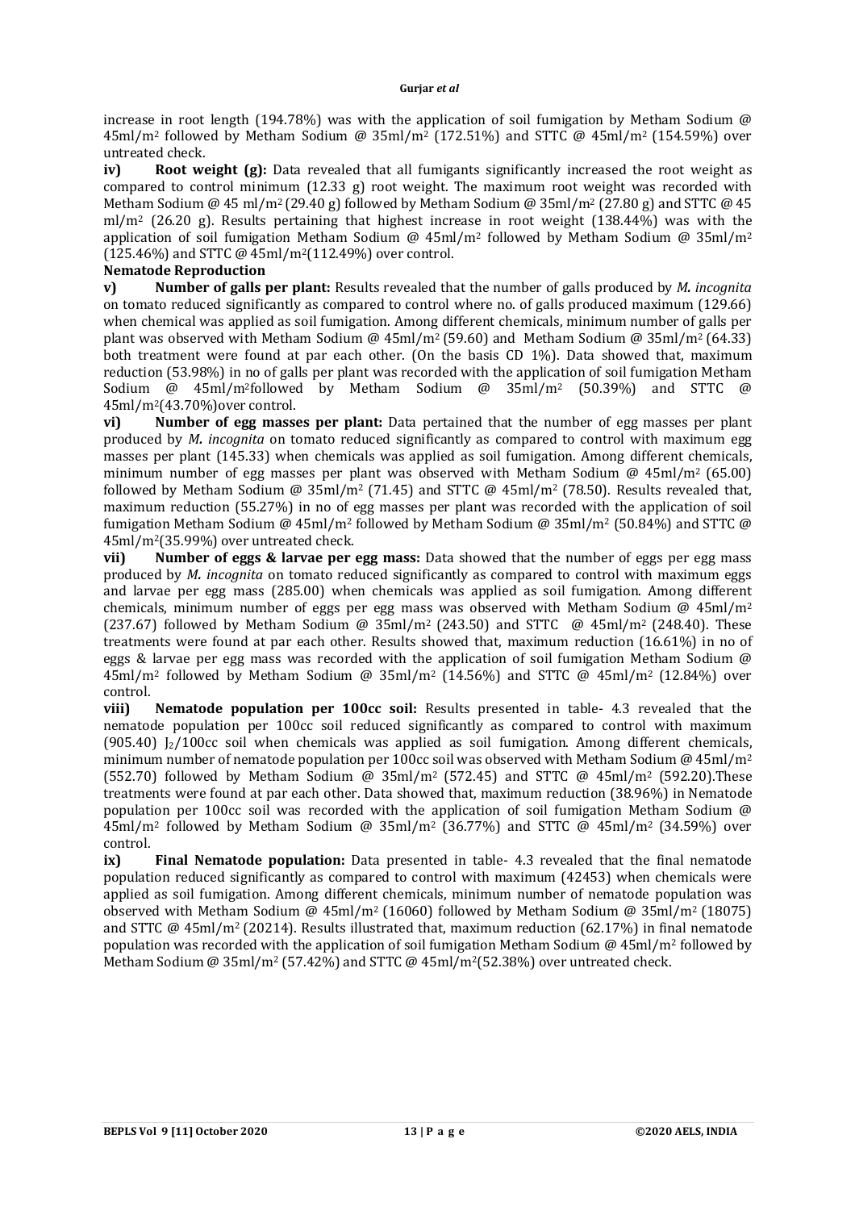increase in root length (194.78%) was with the application of soil fumigation by Metham Sodium @ 45ml/m$^2$ followed by Metham Sodium @ 35ml/m$^2$ (172.51%) and STTC @ 45ml/m$^2$ (154.59%) over untreated check.

**iv) Root weight (g):** Data revealed that all fumigants significantly increased the root weight as compared to control minimum (12.33 g) root weight. The maximum root weight was recorded with Metham Sodium @ 45 ml/m$^2$ (29.40 g) followed by Metham Sodium @ 35ml/m$^2$ (27.80 g) and STTC @ 45 ml/m$^2$ (26.20 g). Results pertaining that highest increase in root weight (138.44%) was with the application of soil fumigation Metham Sodium @ 45ml/m$^2$ followed by Metham Sodium @ 35ml/m$^2$ (125.46%) and STTC @ 45ml/m$^2$(112.49%) over control.

**Nematode Reproduction**

**v) Number of galls per plant:** Results revealed that the number of galls produced by *M. incognita* on tomato reduced significantly as compared to control where no. of galls produced maximum (129.66) when chemical was applied as soil fumigation. Among different chemicals, minimum number of galls per plant was observed with Metham Sodium @ 45ml/m$^2$ (59.60) and Metham Sodium @ 35ml/m$^2$ (64.33) both treatment were found at par each other. (On the basis CD 1%). Data showed that, maximum reduction (53.98%) in no of galls per plant was recorded with the application of soil fumigation Metham Sodium @ 45ml/m$^2$followed by Metham Sodium @ 35ml/m$^2$ (50.39%) and STTC @ 45ml/m$^2$(43.70%)over control.

**vi) Number of egg masses per plant:** Data pertained that the number of egg masses per plant produced by *M. incognita* on tomato reduced significantly as compared to control with maximum egg masses per plant (145.33) when chemicals was applied as soil fumigation. Among different chemicals, minimum number of egg masses per plant was observed with Metham Sodium @ 45ml/m$^2$ (65.00) followed by Metham Sodium @ 35ml/m$^2$ (71.45) and STTC @ 45ml/m$^2$ (78.50). Results revealed that, maximum reduction (55.27%) in no of egg masses per plant was recorded with the application of soil fumigation Metham Sodium @ 45ml/m$^2$ followed by Metham Sodium @ 35ml/m$^2$ (50.84%) and STTC @ 45ml/m$^2$(35.99%) over untreated check.

**vii) Number of eggs & larvae per egg mass:** Data showed that the number of eggs per egg mass produced by *M. incognita* on tomato reduced significantly as compared to control with maximum eggs and larvae per egg mass (285.00) when chemicals was applied as soil fumigation. Among different chemicals, minimum number of eggs per egg mass was observed with Metham Sodium @ 45ml/m$^2$ (237.67) followed by Metham Sodium @ 35ml/m$^2$ (243.50) and STTC @ 45ml/m$^2$ (248.40). These treatments were found at par each other. Results showed that, maximum reduction (16.61%) in no of eggs & larvae per egg mass was recorded with the application of soil fumigation Metham Sodium @ 45ml/m$^2$ followed by Metham Sodium @ 35ml/m$^2$ (14.56%) and STTC @ 45ml/m$^2$ (12.84%) over control.

**viii) Nematode population per 100cc soil:** Results presented in table- 4.3 revealed that the nematode population per 100cc soil reduced significantly as compared to control with maximum (905.40) $J_2$/100cc soil when chemicals was applied as soil fumigation. Among different chemicals, minimum number of nematode population per 100cc soil was observed with Metham Sodium @ 45ml/m$^2$ (552.70) followed by Metham Sodium @ 35ml/m$^2$ (572.45) and STTC @ 45ml/m$^2$ (592.20).These treatments were found at par each other. Data showed that, maximum reduction (38.96%) in Nematode population per 100cc soil was recorded with the application of soil fumigation Metham Sodium @ 45ml/m$^2$ followed by Metham Sodium @ 35ml/m$^2$ (36.77%) and STTC @ 45ml/m$^2$ (34.59%) over control.

**ix) Final Nematode population:** Data presented in table- 4.3 revealed that the final nematode population reduced significantly as compared to control with maximum (42453) when chemicals were applied as soil fumigation. Among different chemicals, minimum number of nematode population was observed with Metham Sodium @ 45ml/m$^2$ (16060) followed by Metham Sodium @ 35ml/m$^2$ (18075) and STTC @ 45ml/m$^2$ (20214). Results illustrated that, maximum reduction (62.17%) in final nematode population was recorded with the application of soil fumigation Metham Sodium @ 45ml/m$^2$ followed by Metham Sodium @ 35ml/m$^2$ (57.42%) and STTC @ 45ml/m$^2$(52.38%) over untreated check.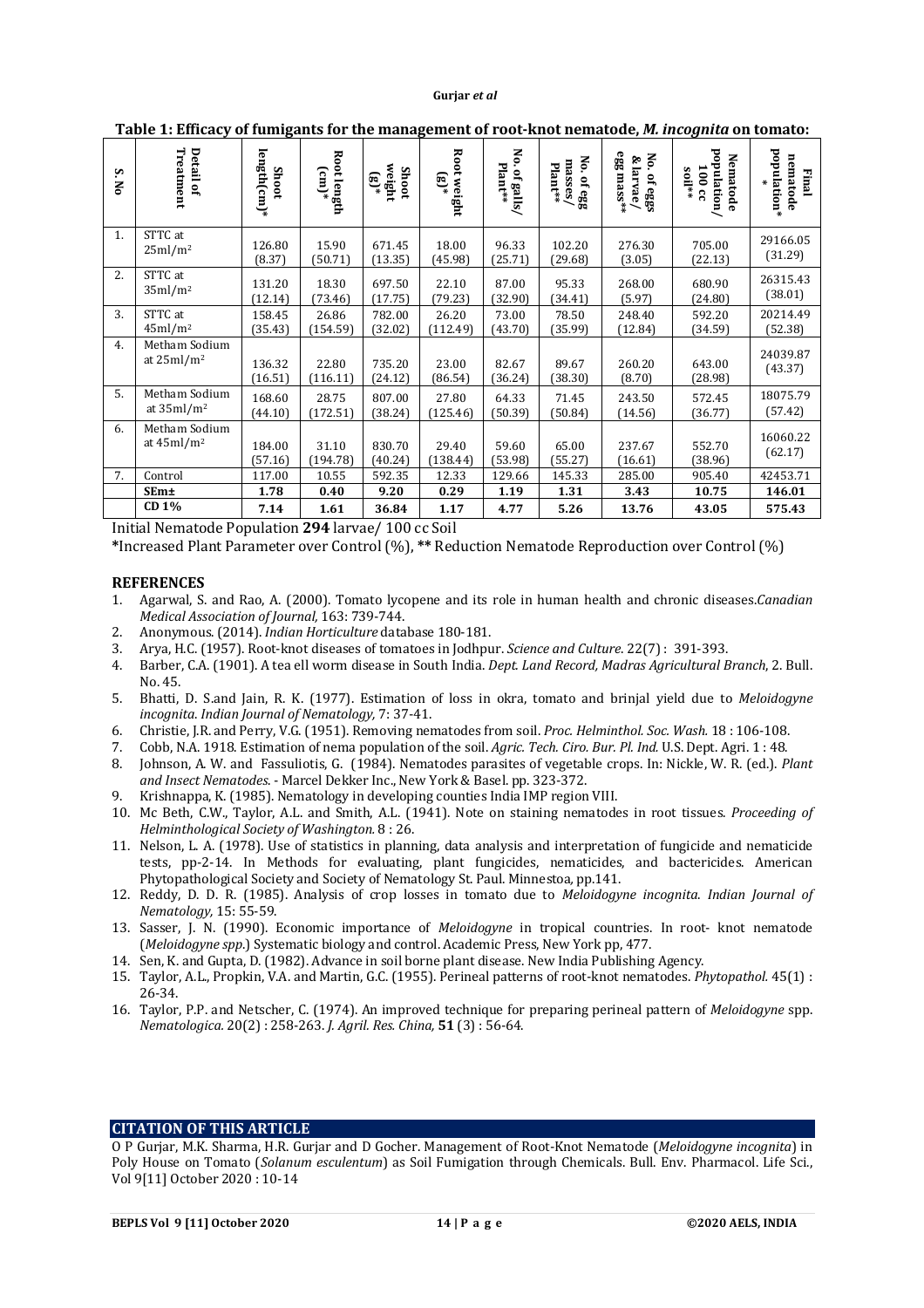**Table 1: Efficacy of fumigants for the management of root-knot nematode, *M. incognita* on tomato:**

| S. No | Detail of Treatment | Shoot length(cm)* | Root length (cm)* | Shoot weight (g)* | Root weight (g)* | No. of galls/ Plant** | No. of egg masses/ Plant** | No. of eggs & larvae/ egg mass** | Nematode population/ 100 cc soil** | Final nematode population* |
|---|---|---|---|---|---|---|---|---|---|---|
| 1. | STTC at $25ml/m^2$ | 126.80 (8.37) | 15.90 (50.71) | 671.45 (13.35) | 18.00 (45.98) | 96.33 (25.71) | 102.20 (29.68) | 276.30 (3.05) | 705.00 (22.13) | 29166.05 (31.29) |
| 2. | STTC at $35ml/m^2$ | 131.20 (12.14) | 18.30 (73.46) | 697.50 (17.75) | 22.10 (79.23) | 87.00 (32.90) | 95.33 (34.41) | 268.00 (5.97) | 680.90 (24.80) | 26315.43 (38.01) |
| 3. | STTC at $45ml/m^2$ | 158.45 (35.43) | 26.86 (154.59) | 782.00 (32.02) | 26.20 (112.49) | 73.00 (43.70) | 78.50 (35.99) | 248.40 (12.84) | 592.20 (34.59) | 20214.49 (52.38) |
| 4. | Metham Sodium at $25ml/m^2$ | 136.32 (16.51) | 22.80 (116.11) | 735.20 (24.12) | 23.00 (86.54) | 82.67 (36.24) | 89.67 (38.30) | 260.20 (8.70) | 643.00 (28.98) | 24039.87 (43.37) |
| 5. | Metham Sodium at $35ml/m^2$ | 168.60 (44.10) | 28.75 (172.51) | 807.00 (38.24) | 27.80 (125.46) | 64.33 (50.39) | 71.45 (50.84) | 243.50 (14.56) | 572.45 (36.77) | 18075.79 (57.42) |
| 6. | Metham Sodium at $45ml/m^2$ | 184.00 (57.16) | 31.10 (194.78) | 830.70 (40.24) | 29.40 (138.44) | 59.60 (53.98) | 65.00 (55.27) | 237.67 (16.61) | 552.70 (38.96) | 16060.22 (62.17) |
| 7. | Control | 117.00 | 10.55 | 592.35 | 12.33 | 129.66 | 145.33 | 285.00 | 905.40 | 42453.71 |
| | **SEm±** | **1.78** | **0.40** | **9.20** | **0.29** | **1.19** | **1.31** | **3.43** | **10.75** | **146.01** |
| | **CD 1%** | **7.14** | **1.61** | **36.84** | **1.17** | **4.77** | **5.26** | **13.76** | **43.05** | **575.43** |

Initial Nematode Population **294** larvae/ 100 cc Soil

*Increased Plant Parameter over Control (%), ** Reduction Nematode Reproduction over Control (%)

## REFERENCES

1. Agarwal, S. and Rao, A. (2000). Tomato lycopene and its role in human health and chronic diseases.*Canadian Medical Association of Journal,* 163: 739-744.
2. Anonymous. (2014). *Indian Horticulture* database 180-181.
3. Arya, H.C. (1957). Root-knot diseases of tomatoes in Jodhpur. *Science and Culture*. 22(7) : 391-393.
4. Barber, C.A. (1901). A tea ell worm disease in South India. *Dept. Land Record, Madras Agricultural Branch*, 2. Bull. No. 45.
5. Bhatti, D. S.and Jain, R. K. (1977). Estimation of loss in okra, tomato and brinjal yield due to *Meloidogyne incognita*. *Indian Journal of Nematology,* 7: 37-41.
6. Christie, J.R. and Perry, V.G. (1951). Removing nematodes from soil. *Proc. Helminthol. Soc. Wash.* 18 : 106-108.
7. Cobb, N.A. 1918. Estimation of nema population of the soil. *Agric. Tech. Ciro. Bur. Pl. Ind.* U.S. Dept. Agri. 1 : 48.
8. Johnson, A. W. and Fassuliotis, G. (1984). Nematodes parasites of vegetable crops. In: Nickle, W. R. (ed.). *Plant and Insect Nematodes*. - Marcel Dekker Inc., New York & Basel. pp. 323-372.
9. Krishnappa, K. (1985). Nematology in developing counties India IMP region VIII.
10. Mc Beth, C.W., Taylor, A.L. and Smith, A.L. (1941). Note on staining nematodes in root tissues. *Proceeding of Helminthological Society of Washington.* 8 : 26.
11. Nelson, L. A. (1978). Use of statistics in planning, data analysis and interpretation of fungicide and nematicide tests, pp-2-14. In Methods for evaluating, plant fungicides, nematicides, and bactericides. American Phytopathological Society and Society of Nematology St. Paul. Minnestoa, pp.141.
12. Reddy, D. D. R. (1985). Analysis of crop losses in tomato due to *Meloidogyne incognita*. *Indian Journal of Nematology,* 15: 55-59.
13. Sasser, J. N. (1990). Economic importance of *Meloidogyne* in tropical countries. In root- knot nematode (*Meloidogyne spp*.) Systematic biology and control. Academic Press, New York pp, 477.
14. Sen, K. and Gupta, D. (1982). Advance in soil borne plant disease. New India Publishing Agency.
15. Taylor, A.L., Propkin, V.A. and Martin, G.C. (1955). Perineal patterns of root-knot nematodes. *Phytopathol.* 45(1) : 26-34.
16. Taylor, P.P. and Netscher, C. (1974). An improved technique for preparing perineal pattern of *Meloidogyne* spp. *Nematologica.* 20(2) : 258-263. *J. Agril. Res. China,* **51** (3) : 56-64.

## CITATION OF THIS ARTICLE

O P Gurjar, M.K. Sharma, H.R. Gurjar and D Gocher. Management of Root-Knot Nematode (*Meloidogyne incognita*) in Poly House on Tomato (*Solanum esculentum*) as Soil Fumigation through Chemicals. Bull. Env. Pharmacol. Life Sci., Vol 9[11] October 2020 : 10-14